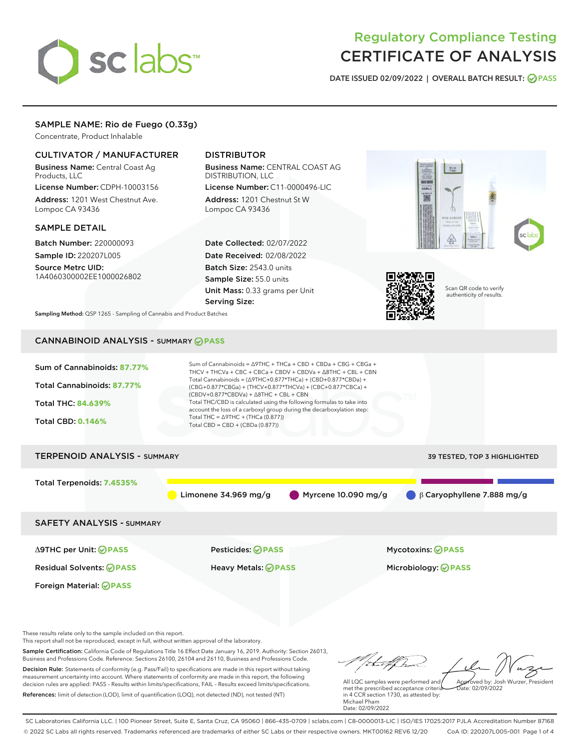# Regulatory Compliance Testing
# CERTIFICATE OF ANALYSIS

**DATE ISSUED 02/09/2022 | OVERALL BATCH RESULT: PASS**

## SAMPLE NAME: Rio de Fuego (0.33g)

Concentrate, Product Inhalable

### CULTIVATOR / MANUFACTURER

**Business Name:** Central Coast Ag Products, LLC

**License Number:** CDPH-10003156

**Address:** 1201 West Chestnut Ave. Lompoc CA 93436

### DISTRIBUTOR

**Business Name:** CENTRAL COAST AG DISTRIBUTION, LLC

**License Number:** C11-0000496-LIC

**Address:** 1201 Chestnut St W Lompoc CA 93436

### SAMPLE DETAIL

**Batch Number:** 220000093

**Sample ID:** 220207L005

**Source Metrc UID:** 1A4060300002EE1000026802

**Date Collected:** 02/07/2022

**Date Received:** 02/08/2022

**Batch Size:** 2543.0 units

**Sample Size:** 55.0 units

**Unit Mass:** 0.33 grams per Unit

**Serving Size:**

**Sampling Method:** QSP 1265 - Sampling of Cannabis and Product Batches

Scan QR code to verify authenticity of results.

## CANNABINOID ANALYSIS - SUMMARY PASS

**Sum of Cannabinoids:** 87.77%

**Total Cannabinoids:** 87.77%

**Total THC:** 84.639%

**Total CBD:** 0.146%

Sum of Cannabinoids = Δ9THC + THCa + CBD + CBDa + CBG + CBGa + THCV + THCVa + CBC + CBCa + CBDV + CBDVa + Δ8THC + CBL + CBN

Total Cannabinoids = (Δ9THC+0.877*THCa) + (CBD+0.877*CBDa) + (CBG+0.877*CBGa) + (THCV+0.877*THCVa) + (CBC+0.877*CBCa) + (CBDV+0.877*CBDVa) + Δ8THC + CBL + CBN

Total THC/CBD is calculated using the following formulas to take into account the loss of a carboxyl group during the decarboxylation step:

Total THC = Δ9THC + (THCa (0.877))

Total CBD = CBD + (CBDa (0.877))

## TERPENOID ANALYSIS - SUMMARY

39 TESTED, TOP 3 HIGHLIGHTED

**Total Terpenoids:** 7.4535%

Limonene 34.969 mg/g | Myrcene 10.090 mg/g | β Caryophyllene 7.888 mg/g

## SAFETY ANALYSIS - SUMMARY

| | | |
|---|---|---|
| Δ9THC per Unit: PASS | Pesticides: PASS | Mycotoxins: PASS |
| Residual Solvents: PASS | Heavy Metals: PASS | Microbiology: PASS |
| Foreign Material: PASS | | |

These results relate only to the sample included on this report.
This report shall not be reproduced, except in full, without written approval of the laboratory.

**Sample Certification:** California Code of Regulations Title 16 Effect Date January 16, 2019. Authority: Section 26013, Business and Professions Code. Reference: Sections 26100, 26104 and 26110, Business and Professions Code.

**Decision Rule:** Statements of conformity (e.g. Pass/Fail) to specifications are made in this report without taking measurement uncertainty into account. Where statements of conformity are made in this report, the following decision rules are applied: PASS – Results within limits/specifications, FAIL – Results exceed limits/specifications.

**References:** limit of detection (LOD), limit of quantification (LOQ), not detected (ND), not tested (NT)

All LQC samples were performed and met the prescribed acceptance criteria in 4 CCR section 1730, as attested by: Michael Pham
Date: 02/09/2022

Approved by: Josh Wurzer, President
Date: 02/09/2022

SC Laboratories California LLC. | 100 Pioneer Street, Suite E, Santa Cruz, CA 95060 | 866-435-0709 | sclabs.com | C8-0000013-LIC | ISO/IES 17025:2017 PJLA Accreditation Number 87168
© 2022 SC Labs all rights reserved. Trademarks referenced are trademarks of either SC Labs or their respective owners. MKT00162 REV6 12/20 CoA ID: 220207L005-001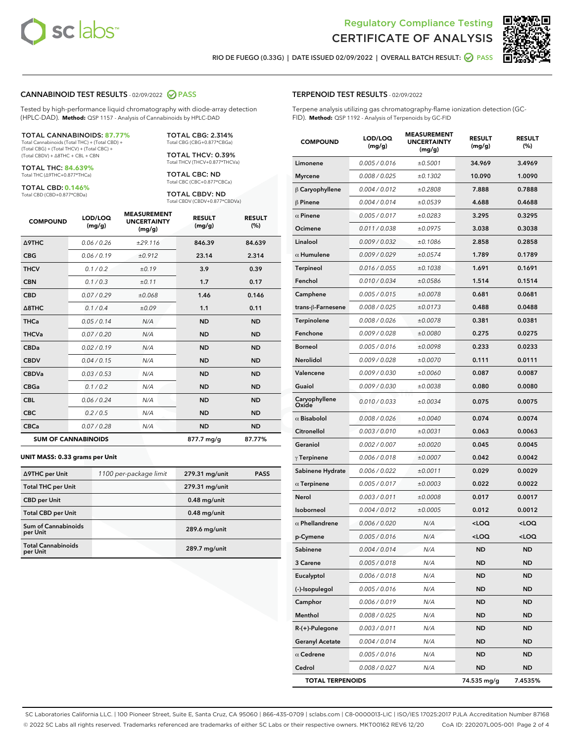Regulatory Compliance Testing
# CERTIFICATE OF ANALYSIS

RIO DE FUEGO (0.33G) | DATE ISSUED 02/09/2022 | OVERALL BATCH RESULT: PASS

## CANNABINOID TEST RESULTS - 02/09/2022 PASS

Tested by high-performance liquid chromatography with diode-array detection (HPLC-DAD). **Method:** QSP 1157 - Analysis of Cannabinoids by HPLC-DAD

**TOTAL CANNABINOIDS: 87.77%**
Total Cannabinoids (Total THC) + (Total CBD) + (Total CBG) + (Total THCV) + (Total CBC) + (Total CBDV) + Δ8THC + CBL + CBN

**TOTAL THC: 84.639%**
Total THC (Δ9THC+0.877*THCa)

**TOTAL CBD: 0.146%**
Total CBD (CBD+0.877*CBDa)

**TOTAL CBG: 2.314%**
Total CBG (CBG+0.877*CBGa)

**TOTAL THCV: 0.39%**
Total THCV (THCV+0.877*THCVa)

**TOTAL CBC: ND**
Total CBC (CBC+0.877*CBCa)

**TOTAL CBDV: ND**
Total CBDV (CBDV+0.877*CBDVa)

| COMPOUND | LOD/LOQ (mg/g) | MEASUREMENT UNCERTAINTY (mg/g) | RESULT (mg/g) | RESULT (%) |
|---|---|---|---|---|
| Δ9THC | 0.06 / 0.26 | ±29.116 | 846.39 | 84.639 |
| CBG | 0.06 / 0.19 | ±0.912 | 23.14 | 2.314 |
| THCV | 0.1 / 0.2 | ±0.19 | 3.9 | 0.39 |
| CBN | 0.1 / 0.3 | ±0.11 | 1.7 | 0.17 |
| CBD | 0.07 / 0.29 | ±0.068 | 1.46 | 0.146 |
| Δ8THC | 0.1 / 0.4 | ±0.09 | 1.1 | 0.11 |
| THCa | 0.05 / 0.14 | N/A | ND | ND |
| THCVa | 0.07 / 0.20 | N/A | ND | ND |
| CBDa | 0.02 / 0.19 | N/A | ND | ND |
| CBDV | 0.04 / 0.15 | N/A | ND | ND |
| CBDVa | 0.03 / 0.53 | N/A | ND | ND |
| CBGa | 0.1 / 0.2 | N/A | ND | ND |
| CBL | 0.06 / 0.24 | N/A | ND | ND |
| CBC | 0.2 / 0.5 | N/A | ND | ND |
| CBCa | 0.07 / 0.28 | N/A | ND | ND |
| **SUM OF CANNABINOIDS** | | | 877.7 mg/g | 87.77% |

### UNIT MASS: 0.33 grams per Unit

| | | | |
|---|---|---|---|
| Δ9THC per Unit | 1100 per-package limit | 279.31 mg/unit | PASS |
| Total THC per Unit | | 279.31 mg/unit | |
| CBD per Unit | | 0.48 mg/unit | |
| Total CBD per Unit | | 0.48 mg/unit | |
| Sum of Cannabinoids per Unit | | 289.6 mg/unit | |
| Total Cannabinoids per Unit | | 289.7 mg/unit | |

## TERPENOID TEST RESULTS - 02/09/2022

Terpene analysis utilizing gas chromatography-flame ionization detection (GC-FID). **Method:** QSP 1192 - Analysis of Terpenoids by GC-FID

| COMPOUND | LOD/LOQ (mg/g) | MEASUREMENT UNCERTAINTY (mg/g) | RESULT (mg/g) | RESULT (%) |
|---|---|---|---|---|
| Limonene | 0.005 / 0.016 | ±0.5001 | 34.969 | 3.4969 |
| Myrcene | 0.008 / 0.025 | ±0.1302 | 10.090 | 1.0090 |
| β Caryophyllene | 0.004 / 0.012 | ±0.2808 | 7.888 | 0.7888 |
| β Pinene | 0.004 / 0.014 | ±0.0539 | 4.688 | 0.4688 |
| α Pinene | 0.005 / 0.017 | ±0.0283 | 3.295 | 0.3295 |
| Ocimene | 0.011 / 0.038 | ±0.0975 | 3.038 | 0.3038 |
| Linalool | 0.009 / 0.032 | ±0.1086 | 2.858 | 0.2858 |
| α Humulene | 0.009 / 0.029 | ±0.0574 | 1.789 | 0.1789 |
| Terpineol | 0.016 / 0.055 | ±0.1038 | 1.691 | 0.1691 |
| Fenchol | 0.010 / 0.034 | ±0.0586 | 1.514 | 0.1514 |
| Camphene | 0.005 / 0.015 | ±0.0078 | 0.681 | 0.0681 |
| trans-β-Farnesene | 0.008 / 0.025 | ±0.0173 | 0.488 | 0.0488 |
| Terpinolene | 0.008 / 0.026 | ±0.0078 | 0.381 | 0.0381 |
| Fenchone | 0.009 / 0.028 | ±0.0080 | 0.275 | 0.0275 |
| Borneol | 0.005 / 0.016 | ±0.0098 | 0.233 | 0.0233 |
| Nerolidol | 0.009 / 0.028 | ±0.0070 | 0.111 | 0.0111 |
| Valencene | 0.009 / 0.030 | ±0.0060 | 0.087 | 0.0087 |
| Guaiol | 0.009 / 0.030 | ±0.0038 | 0.080 | 0.0080 |
| Caryophyllene Oxide | 0.010 / 0.033 | ±0.0034 | 0.075 | 0.0075 |
| α Bisabolol | 0.008 / 0.026 | ±0.0040 | 0.074 | 0.0074 |
| Citronellol | 0.003 / 0.010 | ±0.0031 | 0.063 | 0.0063 |
| Geraniol | 0.002 / 0.007 | ±0.0020 | 0.045 | 0.0045 |
| γ Terpinene | 0.006 / 0.018 | ±0.0007 | 0.042 | 0.0042 |
| Sabinene Hydrate | 0.006 / 0.022 | ±0.0011 | 0.029 | 0.0029 |
| α Terpinene | 0.005 / 0.017 | ±0.0003 | 0.022 | 0.0022 |
| Nerol | 0.003 / 0.011 | ±0.0008 | 0.017 | 0.0017 |
| Isoborneol | 0.004 / 0.012 | ±0.0005 | 0.012 | 0.0012 |
| α Phellandrene | 0.006 / 0.020 | N/A | <LOQ | <LOQ |
| p-Cymene | 0.005 / 0.016 | N/A | <LOQ | <LOQ |
| Sabinene | 0.004 / 0.014 | N/A | ND | ND |
| 3 Carene | 0.005 / 0.018 | N/A | ND | ND |
| Eucalyptol | 0.006 / 0.018 | N/A | ND | ND |
| (-)-Isopulegol | 0.005 / 0.016 | N/A | ND | ND |
| Camphor | 0.006 / 0.019 | N/A | ND | ND |
| Menthol | 0.008 / 0.025 | N/A | ND | ND |
| R-(+)-Pulegone | 0.003 / 0.011 | N/A | ND | ND |
| Geranyl Acetate | 0.004 / 0.014 | N/A | ND | ND |
| α Cedrene | 0.005 / 0.016 | N/A | ND | ND |
| Cedrol | 0.008 / 0.027 | N/A | ND | ND |
| **TOTAL TERPENOIDS** | | | 74.535 mg/g | 7.4535% |

SC Laboratories California LLC. | 100 Pioneer Street, Suite E, Santa Cruz, CA 95060 | 866-435-0709 | sclabs.com | C8-0000013-LIC | ISO/IES 17025:2017 PJLA Accreditation Number 87168
© 2022 SC Labs all rights reserved. Trademarks referenced are trademarks of either SC Labs or their respective owners. MKT00162 REV6 12/20 CoA ID: 220207L005-001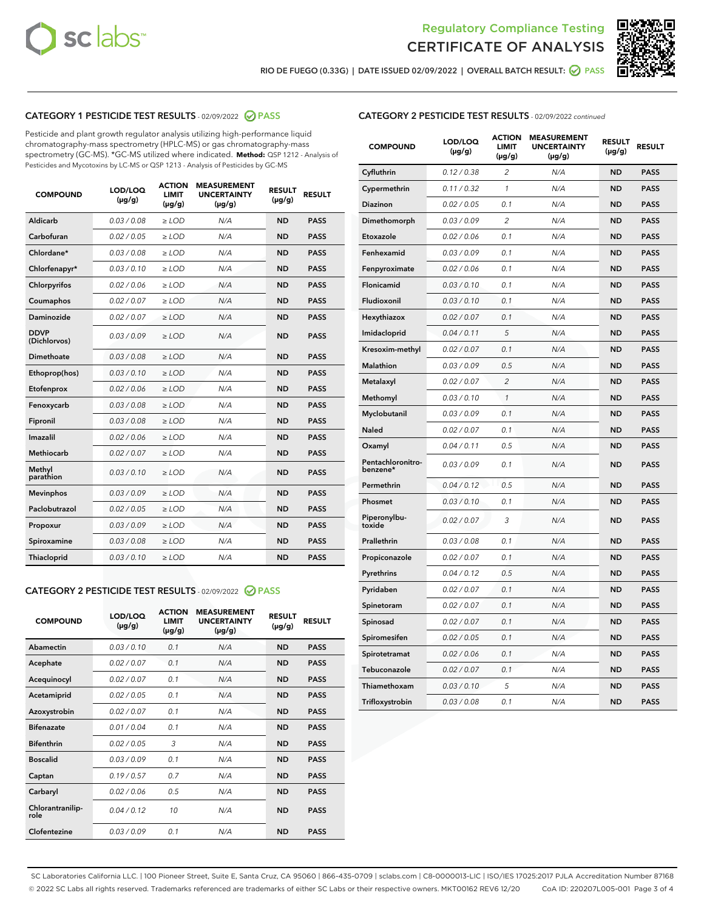Regulatory Compliance Testing
# CERTIFICATE OF ANALYSIS

RIO DE FUEGO (0.33G) | DATE ISSUED 02/09/2022 | OVERALL BATCH RESULT: PASS

## CATEGORY 1 PESTICIDE TEST RESULTS - 02/09/2022 PASS

Pesticide and plant growth regulator analysis utilizing high-performance liquid chromatography-mass spectrometry (HPLC-MS) or gas chromatography-mass spectrometry (GC-MS). *GC-MS utilized where indicated. **Method:** QSP 1212 - Analysis of Pesticides and Mycotoxins by LC-MS or QSP 1213 - Analysis of Pesticides by GC-MS

| COMPOUND | LOD/LOQ (µg/g) | ACTION LIMIT (µg/g) | MEASUREMENT UNCERTAINTY (µg/g) | RESULT (µg/g) | RESULT |
|---|---|---|---|---|---|
| Aldicarb | 0.03 / 0.08 | ≥ LOD | N/A | ND | PASS |
| Carbofuran | 0.02 / 0.05 | ≥ LOD | N/A | ND | PASS |
| Chlordane* | 0.03 / 0.08 | ≥ LOD | N/A | ND | PASS |
| Chlorfenapyr* | 0.03 / 0.10 | ≥ LOD | N/A | ND | PASS |
| Chlorpyrifos | 0.02 / 0.06 | ≥ LOD | N/A | ND | PASS |
| Coumaphos | 0.02 / 0.07 | ≥ LOD | N/A | ND | PASS |
| Daminozide | 0.02 / 0.07 | ≥ LOD | N/A | ND | PASS |
| DDVP (Dichlorvos) | 0.03 / 0.09 | ≥ LOD | N/A | ND | PASS |
| Dimethoate | 0.03 / 0.08 | ≥ LOD | N/A | ND | PASS |
| Ethoprop(hos) | 0.03 / 0.10 | ≥ LOD | N/A | ND | PASS |
| Etofenprox | 0.02 / 0.06 | ≥ LOD | N/A | ND | PASS |
| Fenoxycarb | 0.03 / 0.08 | ≥ LOD | N/A | ND | PASS |
| Fipronil | 0.03 / 0.08 | ≥ LOD | N/A | ND | PASS |
| Imazalil | 0.02 / 0.06 | ≥ LOD | N/A | ND | PASS |
| Methiocarb | 0.02 / 0.07 | ≥ LOD | N/A | ND | PASS |
| Methyl parathion | 0.03 / 0.10 | ≥ LOD | N/A | ND | PASS |
| Mevinphos | 0.03 / 0.09 | ≥ LOD | N/A | ND | PASS |
| Paclobutrazol | 0.02 / 0.05 | ≥ LOD | N/A | ND | PASS |
| Propoxur | 0.03 / 0.09 | ≥ LOD | N/A | ND | PASS |
| Spiroxamine | 0.03 / 0.08 | ≥ LOD | N/A | ND | PASS |
| Thiacloprid | 0.03 / 0.10 | ≥ LOD | N/A | ND | PASS |

## CATEGORY 2 PESTICIDE TEST RESULTS - 02/09/2022 PASS

| COMPOUND | LOD/LOQ (µg/g) | ACTION LIMIT (µg/g) | MEASUREMENT UNCERTAINTY (µg/g) | RESULT (µg/g) | RESULT |
|---|---|---|---|---|---|
| Abamectin | 0.03 / 0.10 | 0.1 | N/A | ND | PASS |
| Acephate | 0.02 / 0.07 | 0.1 | N/A | ND | PASS |
| Acequinocyl | 0.02 / 0.07 | 0.1 | N/A | ND | PASS |
| Acetamiprid | 0.02 / 0.05 | 0.1 | N/A | ND | PASS |
| Azoxystrobin | 0.02 / 0.07 | 0.1 | N/A | ND | PASS |
| Bifenazate | 0.01 / 0.04 | 0.1 | N/A | ND | PASS |
| Bifenthrin | 0.02 / 0.05 | 3 | N/A | ND | PASS |
| Boscalid | 0.03 / 0.09 | 0.1 | N/A | ND | PASS |
| Captan | 0.19 / 0.57 | 0.7 | N/A | ND | PASS |
| Carbaryl | 0.02 / 0.06 | 0.5 | N/A | ND | PASS |
| Chlorantraniliprole | 0.04 / 0.12 | 10 | N/A | ND | PASS |
| Clofentezine | 0.03 / 0.09 | 0.1 | N/A | ND | PASS |
| Cyfluthrin | 0.12 / 0.38 | 2 | N/A | ND | PASS |
| Cypermethrin | 0.11 / 0.32 | 1 | N/A | ND | PASS |
| Diazinon | 0.02 / 0.05 | 0.1 | N/A | ND | PASS |
| Dimethomorph | 0.03 / 0.09 | 2 | N/A | ND | PASS |
| Etoxazole | 0.02 / 0.06 | 0.1 | N/A | ND | PASS |
| Fenhexamid | 0.03 / 0.09 | 0.1 | N/A | ND | PASS |
| Fenpyroximate | 0.02 / 0.06 | 0.1 | N/A | ND | PASS |
| Flonicamid | 0.03 / 0.10 | 0.1 | N/A | ND | PASS |
| Fludioxonil | 0.03 / 0.10 | 0.1 | N/A | ND | PASS |
| Hexythiazox | 0.02 / 0.07 | 0.1 | N/A | ND | PASS |
| Imidacloprid | 0.04 / 0.11 | 5 | N/A | ND | PASS |
| Kresoxim-methyl | 0.02 / 0.07 | 0.1 | N/A | ND | PASS |
| Malathion | 0.03 / 0.09 | 0.5 | N/A | ND | PASS |
| Metalaxyl | 0.02 / 0.07 | 2 | N/A | ND | PASS |
| Methomyl | 0.03 / 0.10 | 1 | N/A | ND | PASS |
| Myclobutanil | 0.03 / 0.09 | 0.1 | N/A | ND | PASS |
| Naled | 0.02 / 0.07 | 0.1 | N/A | ND | PASS |
| Oxamyl | 0.04 / 0.11 | 0.5 | N/A | ND | PASS |
| Pentachloronitrobenzene* | 0.03 / 0.09 | 0.1 | N/A | ND | PASS |
| Permethrin | 0.04 / 0.12 | 0.5 | N/A | ND | PASS |
| Phosmet | 0.03 / 0.10 | 0.1 | N/A | ND | PASS |
| Piperonylbutoxide | 0.02 / 0.07 | 3 | N/A | ND | PASS |
| Prallethrin | 0.03 / 0.08 | 0.1 | N/A | ND | PASS |
| Propiconazole | 0.02 / 0.07 | 0.1 | N/A | ND | PASS |
| Pyrethrins | 0.04 / 0.12 | 0.5 | N/A | ND | PASS |
| Pyridaben | 0.02 / 0.07 | 0.1 | N/A | ND | PASS |
| Spinetoram | 0.02 / 0.07 | 0.1 | N/A | ND | PASS |
| Spinosad | 0.02 / 0.07 | 0.1 | N/A | ND | PASS |
| Spiromesifen | 0.02 / 0.05 | 0.1 | N/A | ND | PASS |
| Spirotetramat | 0.02 / 0.06 | 0.1 | N/A | ND | PASS |
| Tebuconazole | 0.02 / 0.07 | 0.1 | N/A | ND | PASS |
| Thiamethoxam | 0.03 / 0.10 | 5 | N/A | ND | PASS |
| Trifloxystrobin | 0.03 / 0.08 | 0.1 | N/A | ND | PASS |

SC Laboratories California LLC. | 100 Pioneer Street, Suite E, Santa Cruz, CA 95060 | 866-435-0709 | sclabs.com | C8-0000013-LIC | ISO/IES 17025:2017 PJLA Accreditation Number 87168
© 2022 SC Labs all rights reserved. Trademarks referenced are trademarks of either SC Labs or their respective owners. MKT00162 REV6 12/20 CoA ID: 220207L005-001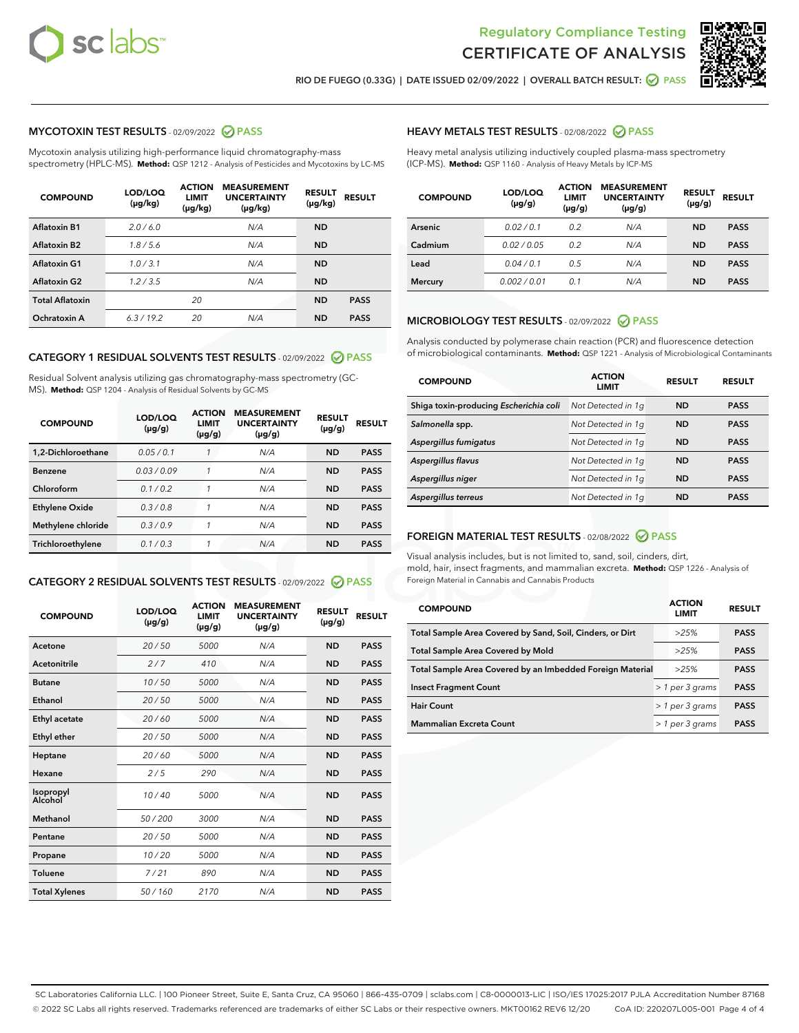Regulatory Compliance Testing
# CERTIFICATE OF ANALYSIS

RIO DE FUEGO (0.33G) | DATE ISSUED 02/09/2022 | OVERALL BATCH RESULT: PASS

## MYCOTOXIN TEST RESULTS - 02/09/2022 PASS

Mycotoxin analysis utilizing high-performance liquid chromatography-mass spectrometry (HPLC-MS). **Method:** QSP 1212 - Analysis of Pesticides and Mycotoxins by LC-MS

| COMPOUND | LOD/LOQ (µg/kg) | ACTION LIMIT (µg/kg) | MEASUREMENT UNCERTAINTY (µg/kg) | RESULT (µg/kg) | RESULT |
|---|---|---|---|---|---|
| Aflatoxin B1 | 2.0 / 6.0 | | N/A | ND | |
| Aflatoxin B2 | 1.8 / 5.6 | | N/A | ND | |
| Aflatoxin G1 | 1.0 / 3.1 | | N/A | ND | |
| Aflatoxin G2 | 1.2 / 3.5 | | N/A | ND | |
| Total Aflatoxin | | 20 | | ND | PASS |
| Ochratoxin A | 6.3 / 19.2 | 20 | N/A | ND | PASS |

## CATEGORY 1 RESIDUAL SOLVENTS TEST RESULTS - 02/09/2022 PASS

Residual Solvent analysis utilizing gas chromatography-mass spectrometry (GC-MS). **Method:** QSP 1204 - Analysis of Residual Solvents by GC-MS

| COMPOUND | LOD/LOQ (µg/g) | ACTION LIMIT (µg/g) | MEASUREMENT UNCERTAINTY (µg/g) | RESULT (µg/g) | RESULT |
|---|---|---|---|---|---|
| 1,2-Dichloroethane | 0.05 / 0.1 | 1 | N/A | ND | PASS |
| Benzene | 0.03 / 0.09 | 1 | N/A | ND | PASS |
| Chloroform | 0.1 / 0.2 | 1 | N/A | ND | PASS |
| Ethylene Oxide | 0.3 / 0.8 | 1 | N/A | ND | PASS |
| Methylene chloride | 0.3 / 0.9 | 1 | N/A | ND | PASS |
| Trichloroethylene | 0.1 / 0.3 | 1 | N/A | ND | PASS |

## CATEGORY 2 RESIDUAL SOLVENTS TEST RESULTS - 02/09/2022 PASS

| COMPOUND | LOD/LOQ (µg/g) | ACTION LIMIT (µg/g) | MEASUREMENT UNCERTAINTY (µg/g) | RESULT (µg/g) | RESULT |
|---|---|---|---|---|---|
| Acetone | 20 / 50 | 5000 | N/A | ND | PASS |
| Acetonitrile | 2 / 7 | 410 | N/A | ND | PASS |
| Butane | 10 / 50 | 5000 | N/A | ND | PASS |
| Ethanol | 20 / 50 | 5000 | N/A | ND | PASS |
| Ethyl acetate | 20 / 60 | 5000 | N/A | ND | PASS |
| Ethyl ether | 20 / 50 | 5000 | N/A | ND | PASS |
| Heptane | 20 / 60 | 5000 | N/A | ND | PASS |
| Hexane | 2 / 5 | 290 | N/A | ND | PASS |
| Isopropyl Alcohol | 10 / 40 | 5000 | N/A | ND | PASS |
| Methanol | 50 / 200 | 3000 | N/A | ND | PASS |
| Pentane | 20 / 50 | 5000 | N/A | ND | PASS |
| Propane | 10 / 20 | 5000 | N/A | ND | PASS |
| Toluene | 7 / 21 | 890 | N/A | ND | PASS |
| Total Xylenes | 50 / 160 | 2170 | N/A | ND | PASS |

## HEAVY METALS TEST RESULTS - 02/08/2022 PASS

Heavy metal analysis utilizing inductively coupled plasma-mass spectrometry (ICP-MS). **Method:** QSP 1160 - Analysis of Heavy Metals by ICP-MS

| COMPOUND | LOD/LOQ (µg/g) | ACTION LIMIT (µg/g) | MEASUREMENT UNCERTAINTY (µg/g) | RESULT (µg/g) | RESULT |
|---|---|---|---|---|---|
| Arsenic | 0.02 / 0.1 | 0.2 | N/A | ND | PASS |
| Cadmium | 0.02 / 0.05 | 0.2 | N/A | ND | PASS |
| Lead | 0.04 / 0.1 | 0.5 | N/A | ND | PASS |
| Mercury | 0.002 / 0.01 | 0.1 | N/A | ND | PASS |

## MICROBIOLOGY TEST RESULTS - 02/09/2022 PASS

Analysis conducted by polymerase chain reaction (PCR) and fluorescence detection of microbiological contaminants. **Method:** QSP 1221 - Analysis of Microbiological Contaminants

| COMPOUND | ACTION LIMIT | RESULT | RESULT |
|---|---|---|---|
| Shiga toxin-producing *Escherichia coli* | Not Detected in 1g | ND | PASS |
| *Salmonella* spp. | Not Detected in 1g | ND | PASS |
| *Aspergillus fumigatus* | Not Detected in 1g | ND | PASS |
| *Aspergillus flavus* | Not Detected in 1g | ND | PASS |
| *Aspergillus niger* | Not Detected in 1g | ND | PASS |
| *Aspergillus terreus* | Not Detected in 1g | ND | PASS |

## FOREIGN MATERIAL TEST RESULTS - 02/08/2022 PASS

Visual analysis includes, but is not limited to, sand, soil, cinders, dirt, mold, hair, insect fragments, and mammalian excreta. **Method:** QSP 1226 - Analysis of Foreign Material in Cannabis and Cannabis Products

| COMPOUND | ACTION LIMIT | RESULT |
|---|---|---|
| Total Sample Area Covered by Sand, Soil, Cinders, or Dirt | >25% | PASS |
| Total Sample Area Covered by Mold | >25% | PASS |
| Total Sample Area Covered by an Imbedded Foreign Material | >25% | PASS |
| Insect Fragment Count | > 1 per 3 grams | PASS |
| Hair Count | > 1 per 3 grams | PASS |
| Mammalian Excreta Count | > 1 per 3 grams | PASS |

SC Laboratories California LLC. | 100 Pioneer Street, Suite E, Santa Cruz, CA 95060 | 866-435-0709 | sclabs.com | C8-0000013-LIC | ISO/IES 17025:2017 PJLA Accreditation Number 87168
© 2022 SC Labs all rights reserved. Trademarks referenced are trademarks of either SC Labs or their respective owners. MKT00162 REV6 12/20 CoA ID: 220207L005-001